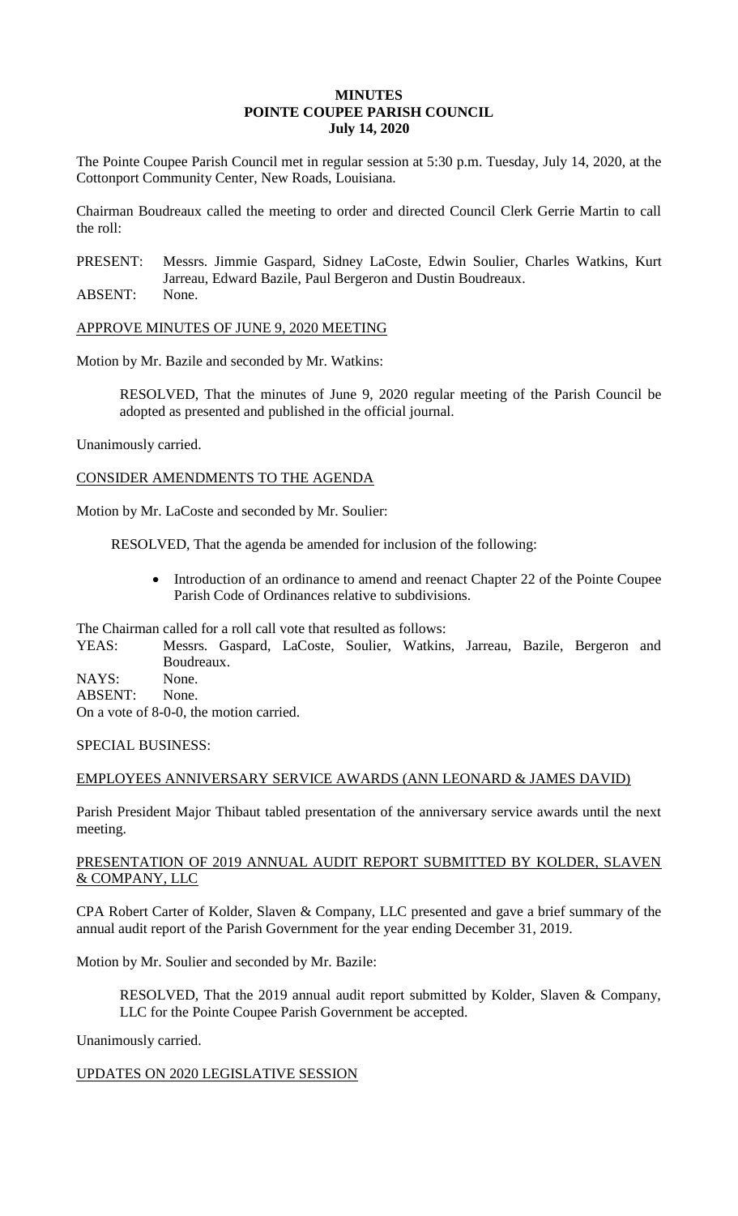# MINUTES
# POINTE COUPEE PARISH COUNCIL
# July 14, 2020

The Pointe Coupee Parish Council met in regular session at 5:30 p.m. Tuesday, July 14, 2020, at the Cottonport Community Center, New Roads, Louisiana.

Chairman Boudreaux called the meeting to order and directed Council Clerk Gerrie Martin to call the roll:

PRESENT: Messrs. Jimmie Gaspard, Sidney LaCoste, Edwin Soulier, Charles Watkins, Kurt Jarreau, Edward Bazile, Paul Bergeron and Dustin Boudreaux.
ABSENT: None.

APPROVE MINUTES OF JUNE 9, 2020 MEETING

Motion by Mr. Bazile and seconded by Mr. Watkins:

> RESOLVED, That the minutes of June 9, 2020 regular meeting of the Parish Council be adopted as presented and published in the official journal.

Unanimously carried.

CONSIDER AMENDMENTS TO THE AGENDA

Motion by Mr. LaCoste and seconded by Mr. Soulier:

> RESOLVED, That the agenda be amended for inclusion of the following:
>
> - Introduction of an ordinance to amend and reenact Chapter 22 of the Pointe Coupee Parish Code of Ordinances relative to subdivisions.

The Chairman called for a roll call vote that resulted as follows:
YEAS: Messrs. Gaspard, LaCoste, Soulier, Watkins, Jarreau, Bazile, Bergeron and Boudreaux.
NAYS: None.
ABSENT: None.
On a vote of 8-0-0, the motion carried.

SPECIAL BUSINESS:

EMPLOYEES ANNIVERSARY SERVICE AWARDS (ANN LEONARD & JAMES DAVID)

Parish President Major Thibaut tabled presentation of the anniversary service awards until the next meeting.

PRESENTATION OF 2019 ANNUAL AUDIT REPORT SUBMITTED BY KOLDER, SLAVEN & COMPANY, LLC

CPA Robert Carter of Kolder, Slaven & Company, LLC presented and gave a brief summary of the annual audit report of the Parish Government for the year ending December 31, 2019.

Motion by Mr. Soulier and seconded by Mr. Bazile:

> RESOLVED, That the 2019 annual audit report submitted by Kolder, Slaven & Company, LLC for the Pointe Coupee Parish Government be accepted.

Unanimously carried.

UPDATES ON 2020 LEGISLATIVE SESSION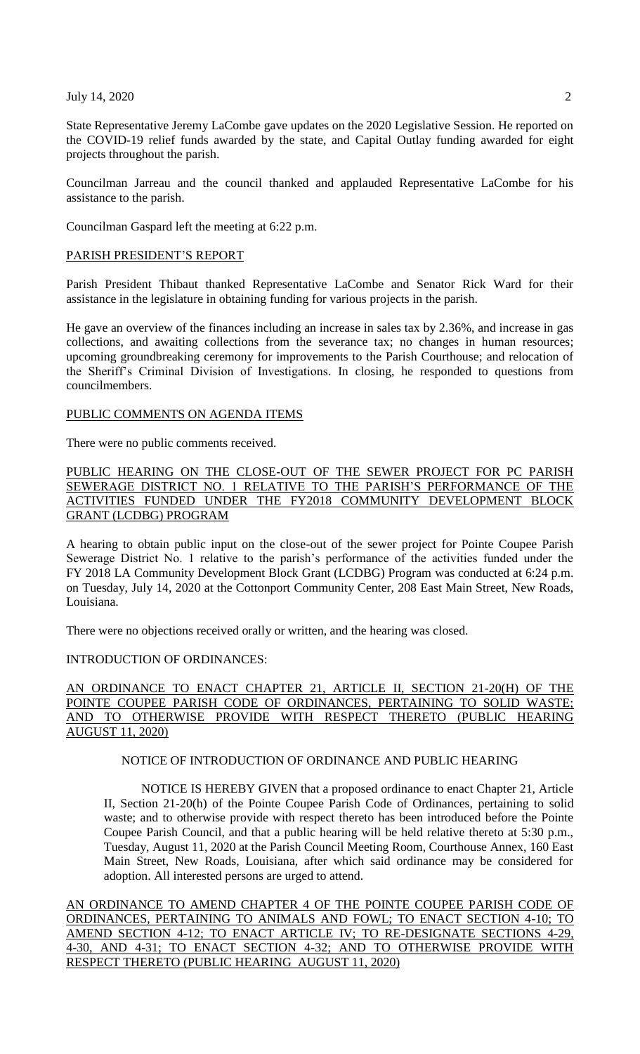State Representative Jeremy LaCombe gave updates on the 2020 Legislative Session. He reported on the COVID-19 relief funds awarded by the state, and Capital Outlay funding awarded for eight projects throughout the parish.

Councilman Jarreau and the council thanked and applauded Representative LaCombe for his assistance to the parish.

Councilman Gaspard left the meeting at 6:22 p.m.

PARISH PRESIDENT'S REPORT

Parish President Thibaut thanked Representative LaCombe and Senator Rick Ward for their assistance in the legislature in obtaining funding for various projects in the parish.

He gave an overview of the finances including an increase in sales tax by 2.36%, and increase in gas collections, and awaiting collections from the severance tax; no changes in human resources; upcoming groundbreaking ceremony for improvements to the Parish Courthouse; and relocation of the Sheriff's Criminal Division of Investigations. In closing, he responded to questions from councilmembers.

PUBLIC COMMENTS ON AGENDA ITEMS

There were no public comments received.

PUBLIC HEARING ON THE CLOSE-OUT OF THE SEWER PROJECT FOR PC PARISH SEWERAGE DISTRICT NO. 1 RELATIVE TO THE PARISH'S PERFORMANCE OF THE ACTIVITIES FUNDED UNDER THE FY2018 COMMUNITY DEVELOPMENT BLOCK GRANT (LCDBG) PROGRAM

A hearing to obtain public input on the close-out of the sewer project for Pointe Coupee Parish Sewerage District No. 1 relative to the parish's performance of the activities funded under the FY 2018 LA Community Development Block Grant (LCDBG) Program was conducted at 6:24 p.m. on Tuesday, July 14, 2020 at the Cottonport Community Center, 208 East Main Street, New Roads, Louisiana.

There were no objections received orally or written, and the hearing was closed.

INTRODUCTION OF ORDINANCES:

AN ORDINANCE TO ENACT CHAPTER 21, ARTICLE II, SECTION 21-20(H) OF THE POINTE COUPEE PARISH CODE OF ORDINANCES, PERTAINING TO SOLID WASTE; AND TO OTHERWISE PROVIDE WITH RESPECT THERETO (PUBLIC HEARING AUGUST 11, 2020)

NOTICE OF INTRODUCTION OF ORDINANCE AND PUBLIC HEARING

NOTICE IS HEREBY GIVEN that a proposed ordinance to enact Chapter 21, Article II, Section 21-20(h) of the Pointe Coupee Parish Code of Ordinances, pertaining to solid waste; and to otherwise provide with respect thereto has been introduced before the Pointe Coupee Parish Council, and that a public hearing will be held relative thereto at 5:30 p.m., Tuesday, August 11, 2020 at the Parish Council Meeting Room, Courthouse Annex, 160 East Main Street, New Roads, Louisiana, after which said ordinance may be considered for adoption. All interested persons are urged to attend.

AN ORDINANCE TO AMEND CHAPTER 4 OF THE POINTE COUPEE PARISH CODE OF ORDINANCES, PERTAINING TO ANIMALS AND FOWL; TO ENACT SECTION 4-10; TO AMEND SECTION 4-12; TO ENACT ARTICLE IV; TO RE-DESIGNATE SECTIONS 4-29, 4-30, AND 4-31; TO ENACT SECTION 4-32; AND TO OTHERWISE PROVIDE WITH RESPECT THERETO (PUBLIC HEARING AUGUST 11, 2020)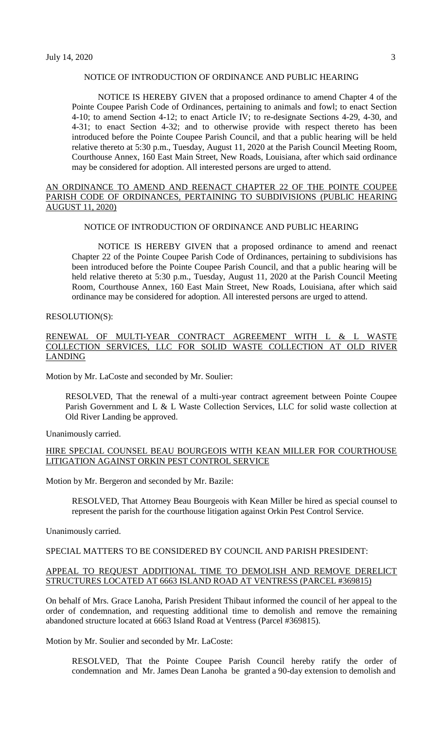NOTICE OF INTRODUCTION OF ORDINANCE AND PUBLIC HEARING

NOTICE IS HEREBY GIVEN that a proposed ordinance to amend Chapter 4 of the Pointe Coupee Parish Code of Ordinances, pertaining to animals and fowl; to enact Section 4-10; to amend Section 4-12; to enact Article IV; to re-designate Sections 4-29, 4-30, and 4-31; to enact Section 4-32; and to otherwise provide with respect thereto has been introduced before the Pointe Coupee Parish Council, and that a public hearing will be held relative thereto at 5:30 p.m., Tuesday, August 11, 2020 at the Parish Council Meeting Room, Courthouse Annex, 160 East Main Street, New Roads, Louisiana, after which said ordinance may be considered for adoption. All interested persons are urged to attend.

AN ORDINANCE TO AMEND AND REENACT CHAPTER 22 OF THE POINTE COUPEE PARISH CODE OF ORDINANCES, PERTAINING TO SUBDIVISIONS (PUBLIC HEARING AUGUST 11, 2020)

NOTICE OF INTRODUCTION OF ORDINANCE AND PUBLIC HEARING

NOTICE IS HEREBY GIVEN that a proposed ordinance to amend and reenact Chapter 22 of the Pointe Coupee Parish Code of Ordinances, pertaining to subdivisions has been introduced before the Pointe Coupee Parish Council, and that a public hearing will be held relative thereto at 5:30 p.m., Tuesday, August 11, 2020 at the Parish Council Meeting Room, Courthouse Annex, 160 East Main Street, New Roads, Louisiana, after which said ordinance may be considered for adoption. All interested persons are urged to attend.

RESOLUTION(S):

RENEWAL OF MULTI-YEAR CONTRACT AGREEMENT WITH L & L WASTE COLLECTION SERVICES, LLC FOR SOLID WASTE COLLECTION AT OLD RIVER LANDING

Motion by Mr. LaCoste and seconded by Mr. Soulier:

RESOLVED, That the renewal of a multi-year contract agreement between Pointe Coupee Parish Government and L & L Waste Collection Services, LLC for solid waste collection at Old River Landing be approved.

Unanimously carried.

HIRE SPECIAL COUNSEL BEAU BOURGEOIS WITH KEAN MILLER FOR COURTHOUSE LITIGATION AGAINST ORKIN PEST CONTROL SERVICE

Motion by Mr. Bergeron and seconded by Mr. Bazile:

RESOLVED, That Attorney Beau Bourgeois with Kean Miller be hired as special counsel to represent the parish for the courthouse litigation against Orkin Pest Control Service.

Unanimously carried.

SPECIAL MATTERS TO BE CONSIDERED BY COUNCIL AND PARISH PRESIDENT:

APPEAL TO REQUEST ADDITIONAL TIME TO DEMOLISH AND REMOVE DERELICT STRUCTURES LOCATED AT 6663 ISLAND ROAD AT VENTRESS (PARCEL #369815)

On behalf of Mrs. Grace Lanoha, Parish President Thibaut informed the council of her appeal to the order of condemnation, and requesting additional time to demolish and remove the remaining abandoned structure located at 6663 Island Road at Ventress (Parcel #369815).

Motion by Mr. Soulier and seconded by Mr. LaCoste:

RESOLVED, That the Pointe Coupee Parish Council hereby ratify the order of condemnation and Mr. James Dean Lanoha be granted a 90-day extension to demolish and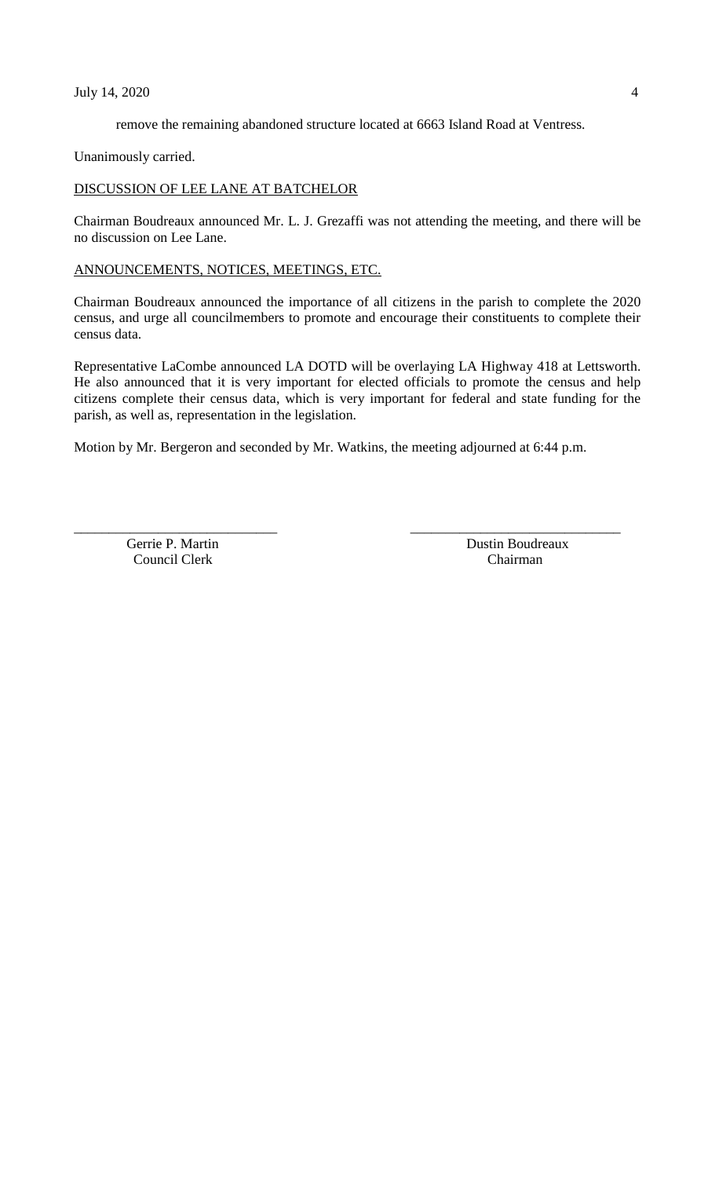remove the remaining abandoned structure located at 6663 Island Road at Ventress.

Unanimously carried.

DISCUSSION OF LEE LANE AT BATCHELOR

Chairman Boudreaux announced Mr. L. J. Grezaffi was not attending the meeting, and there will be no discussion on Lee Lane.

ANNOUNCEMENTS, NOTICES, MEETINGS, ETC.

Chairman Boudreaux announced the importance of all citizens in the parish to complete the 2020 census, and urge all councilmembers to promote and encourage their constituents to complete their census data.

Representative LaCombe announced LA DOTD will be overlaying LA Highway 418 at Lettsworth. He also announced that it is very important for elected officials to promote the census and help citizens complete their census data, which is very important for federal and state funding for the parish, as well as, representation in the legislation.

Motion by Mr. Bergeron and seconded by Mr. Watkins, the meeting adjourned at 6:44 p.m.

\_\_\_\_\_\_\_\_\_\_\_\_\_\_\_\_\_\_\_\_\_\_\_\_\_\_\_\_\_\_
Gerrie P. Martin
Council Clerk

\_\_\_\_\_\_\_\_\_\_\_\_\_\_\_\_\_\_\_\_\_\_\_\_\_\_\_\_\_\_
Dustin Boudreaux
Chairman